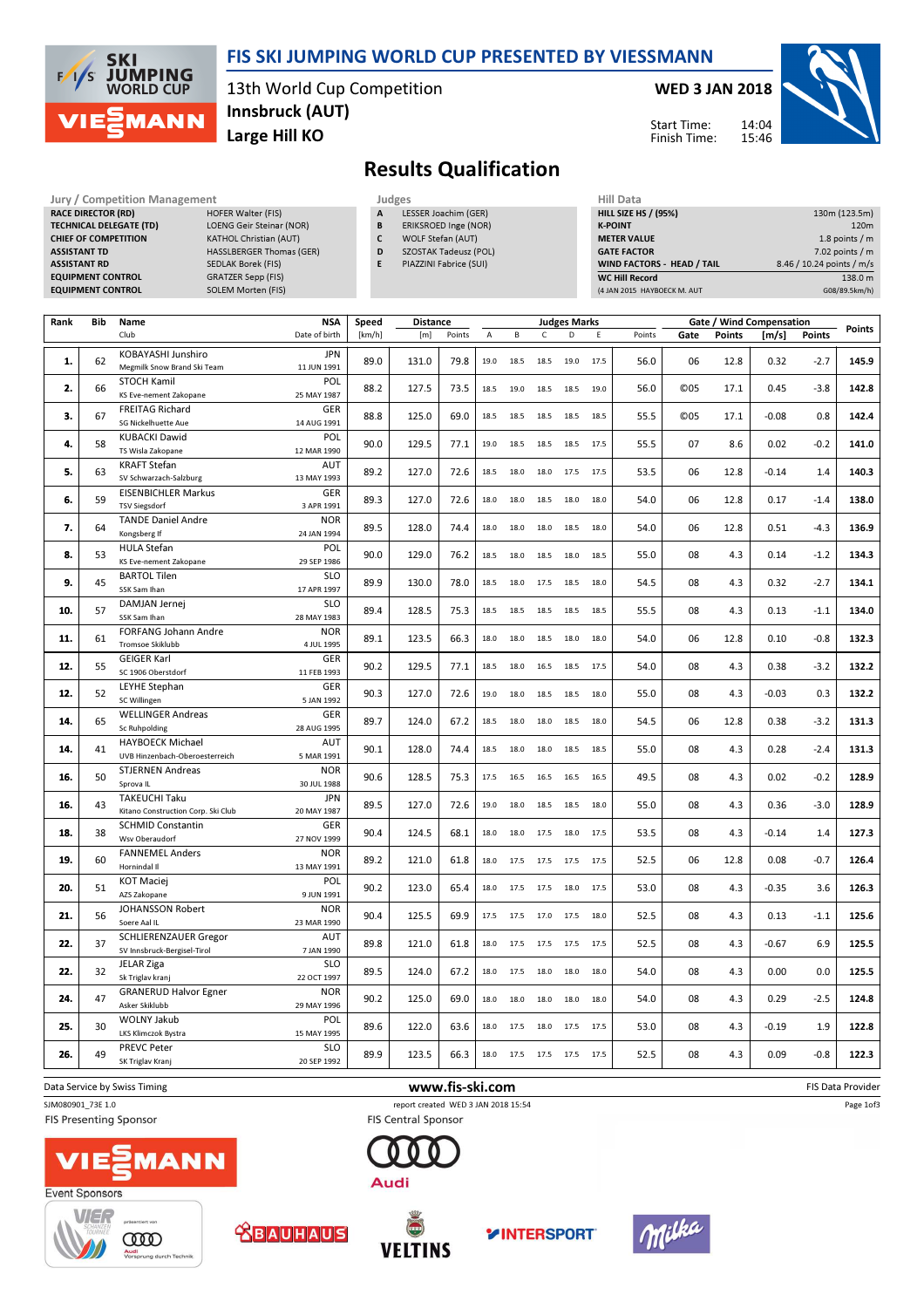# FIS SKI JUMPING WORLD CUP PRESENTED BY VIESSMANN

13th World Cup Competition
**Innsbruck (AUT)**
**Large Hill KO**

**WED 3 JAN 2018**

Start Time: 14:04
Finish Time: 15:46

## Results Qualification

| Jury / Competition Management | |
|---|---|
| **RACE DIRECTOR (RD)** | HOFER Walter (FIS) |
| **TECHNICAL DELEGATE (TD)** | LOENG Geir Steinar (NOR) |
| **CHIEF OF COMPETITION** | KATHOL Christian (AUT) |
| **ASSISTANT TD** | HASSLBERGER Thomas (GER) |
| **ASSISTANT RD** | SEDLAK Borek (FIS) |
| **EQUIPMENT CONTROL** | GRATZER Sepp (FIS) |
| **EQUIPMENT CONTROL** | SOLEM Morten (FIS) |

| Judges | |
|---|---|
| **A** | LESSER Joachim (GER) |
| **B** | ERIKSROED Inge (NOR) |
| **C** | WOLF Stefan (AUT) |
| **D** | SZOSTAK Tadeusz (POL) |
| **E** | PIAZZINI Fabrice (SUI) |

| Hill Data | |
|---|---|
| **HILL SIZE HS / (95%)** | 130m (123.5m) |
| **K-POINT** | 120m |
| **METER VALUE** | 1.8 points / m |
| **GATE FACTOR** | 7.02 points / m |
| **WIND FACTORS - HEAD / TAIL** | 8.46 / 10.24 points / m/s |
| **WC Hill Record** | 138.0 m |
| (4 JAN 2015 HAYBOECK M. AUT | G08/89.5km/h) |

| Rank | Bib | Name / Club | NSA / Date of birth | Speed [km/h] | Distance [m] | Distance Points | A | B | C | D | E | Judges Points | Gate | Gate Points | Wind [m/s] | Wind Points | Points |
|---|---|---|---|---|---|---|---|---|---|---|---|---|---|---|---|---|---|
| **1.** | 62 | KOBAYASHI Junshiro / Megmilk Snow Brand Ski Team | JPN / 11 JUN 1991 | 89.0 | 131.0 | 79.8 | 19.0 | 18.5 | 18.5 | 19.0 | 17.5 | 56.0 | 06 | 12.8 | 0.32 | -2.7 | **145.9** |
| **2.** | 66 | STOCH Kamil / KS Eve-nement Zakopane | POL / 25 MAY 1987 | 88.2 | 127.5 | 73.5 | 18.5 | 19.0 | 18.5 | 18.5 | 19.0 | 56.0 | ©05 | 17.1 | 0.45 | -3.8 | **142.8** |
| **3.** | 67 | FREITAG Richard / SG Nickelhuette Aue | GER / 14 AUG 1991 | 88.8 | 125.0 | 69.0 | 18.5 | 18.5 | 18.5 | 18.5 | 18.5 | 55.5 | ©05 | 17.1 | -0.08 | 0.8 | **142.4** |
| **4.** | 58 | KUBACKI Dawid / TS Wisla Zakopane | POL / 12 MAR 1990 | 90.0 | 129.5 | 77.1 | 19.0 | 18.5 | 18.5 | 18.5 | 17.5 | 55.5 | 07 | 8.6 | 0.02 | -0.2 | **141.0** |
| **5.** | 63 | KRAFT Stefan / SV Schwarzach-Salzburg | AUT / 13 MAY 1993 | 89.2 | 127.0 | 72.6 | 18.5 | 18.0 | 18.0 | 17.5 | 17.5 | 53.5 | 06 | 12.8 | -0.14 | 1.4 | **140.3** |
| **6.** | 59 | EISENBICHLER Markus / TSV Siegsdorf | GER / 3 APR 1991 | 89.3 | 127.0 | 72.6 | 18.0 | 18.0 | 18.5 | 18.0 | 18.0 | 54.0 | 06 | 12.8 | 0.17 | -1.4 | **138.0** |
| **7.** | 64 | TANDE Daniel Andre / Kongsberg If | NOR / 24 JAN 1994 | 89.5 | 128.0 | 74.4 | 18.0 | 18.0 | 18.0 | 18.5 | 18.0 | 54.0 | 06 | 12.8 | 0.51 | -4.3 | **136.9** |
| **8.** | 53 | HULA Stefan / KS Eve-nement Zakopane | POL / 29 SEP 1986 | 90.0 | 129.0 | 76.2 | 18.5 | 18.0 | 18.5 | 18.0 | 18.5 | 55.0 | 08 | 4.3 | 0.14 | -1.2 | **134.3** |
| **9.** | 45 | BARTOL Tilen / SSK Sam Ihan | SLO / 17 APR 1997 | 89.9 | 130.0 | 78.0 | 18.5 | 18.0 | 17.5 | 18.5 | 18.0 | 54.5 | 08 | 4.3 | 0.32 | -2.7 | **134.1** |
| **10.** | 57 | DAMJAN Jernej / SSK Sam Ihan | SLO / 28 MAY 1983 | 89.4 | 128.5 | 75.3 | 18.5 | 18.5 | 18.5 | 18.5 | 18.5 | 55.5 | 08 | 4.3 | 0.13 | -1.1 | **134.0** |
| **11.** | 61 | FORFANG Johann Andre / Tromsoe Skiklubb | NOR / 4 JUL 1995 | 89.1 | 123.5 | 66.3 | 18.0 | 18.0 | 18.5 | 18.0 | 18.0 | 54.0 | 06 | 12.8 | 0.10 | -0.8 | **132.3** |
| **12.** | 55 | GEIGER Karl / SC 1906 Oberstdorf | GER / 11 FEB 1993 | 90.2 | 129.5 | 77.1 | 18.5 | 18.0 | 16.5 | 18.5 | 17.5 | 54.0 | 08 | 4.3 | 0.38 | -3.2 | **132.2** |
| **12.** | 52 | LEYHE Stephan / SC Willingen | GER / 5 JAN 1992 | 90.3 | 127.0 | 72.6 | 19.0 | 18.0 | 18.5 | 18.5 | 18.0 | 55.0 | 08 | 4.3 | -0.03 | 0.3 | **132.2** |
| **14.** | 65 | WELLINGER Andreas / Sc Ruhpolding | GER / 28 AUG 1995 | 89.7 | 124.0 | 67.2 | 18.5 | 18.0 | 18.0 | 18.5 | 18.0 | 54.5 | 06 | 12.8 | 0.38 | -3.2 | **131.3** |
| **14.** | 41 | HAYBOECK Michael / UVB Hinzenbach-Oberoesterreich | AUT / 5 MAR 1991 | 90.1 | 128.0 | 74.4 | 18.5 | 18.0 | 18.0 | 18.5 | 18.5 | 55.0 | 08 | 4.3 | 0.28 | -2.4 | **131.3** |
| **16.** | 50 | STJERNEN Andreas / Sprova IL | NOR / 30 JUL 1988 | 90.6 | 128.5 | 75.3 | 17.5 | 16.5 | 16.5 | 16.5 | 16.5 | 49.5 | 08 | 4.3 | 0.02 | -0.2 | **128.9** |
| **16.** | 43 | TAKEUCHI Taku / Kitano Construction Corp. Ski Club | JPN / 20 MAY 1987 | 89.5 | 127.0 | 72.6 | 19.0 | 18.0 | 18.5 | 18.5 | 18.0 | 55.0 | 08 | 4.3 | 0.36 | -3.0 | **128.9** |
| **18.** | 38 | SCHMID Constantin / Wsv Oberaudorf | GER / 27 NOV 1999 | 90.4 | 124.5 | 68.1 | 18.0 | 18.0 | 17.5 | 18.0 | 17.5 | 53.5 | 08 | 4.3 | -0.14 | 1.4 | **127.3** |
| **19.** | 60 | FANNEMEL Anders / Hornindal Il | NOR / 13 MAY 1991 | 89.2 | 121.0 | 61.8 | 18.0 | 17.5 | 17.5 | 17.5 | 17.5 | 52.5 | 06 | 12.8 | 0.08 | -0.7 | **126.4** |
| **20.** | 51 | KOT Maciej / AZS Zakopane | POL / 9 JUN 1991 | 90.2 | 123.0 | 65.4 | 18.0 | 17.5 | 17.5 | 18.0 | 17.5 | 53.0 | 08 | 4.3 | -0.35 | 3.6 | **126.3** |
| **21.** | 56 | JOHANSSON Robert / Soere Aal IL | NOR / 23 MAR 1990 | 90.4 | 125.5 | 69.9 | 17.5 | 17.5 | 17.0 | 17.5 | 18.0 | 52.5 | 08 | 4.3 | 0.13 | -1.1 | **125.6** |
| **22.** | 37 | SCHLIERENZAUER Gregor / SV Innsbruck-Bergisel-Tirol | AUT / 7 JAN 1990 | 89.8 | 121.0 | 61.8 | 18.0 | 17.5 | 17.5 | 17.5 | 17.5 | 52.5 | 08 | 4.3 | -0.67 | 6.9 | **125.5** |
| **22.** | 32 | JELAR Ziga / Sk Triglav kranj | SLO / 22 OCT 1997 | 89.5 | 124.0 | 67.2 | 18.0 | 17.5 | 18.0 | 18.0 | 18.0 | 54.0 | 08 | 4.3 | 0.00 | 0.0 | **125.5** |
| **24.** | 47 | GRANERUD Halvor Egner / Asker Skiklubb | NOR / 29 MAY 1996 | 90.2 | 125.0 | 69.0 | 18.0 | 18.0 | 18.0 | 18.0 | 18.0 | 54.0 | 08 | 4.3 | 0.29 | -2.5 | **124.8** |
| **25.** | 30 | WOLNY Jakub / LKS Klimczok Bystra | POL / 15 MAY 1995 | 89.6 | 122.0 | 63.6 | 18.0 | 17.5 | 18.0 | 17.5 | 17.5 | 53.0 | 08 | 4.3 | -0.19 | 1.9 | **122.8** |
| **26.** | 49 | PREVC Peter / SK Triglav Kranj | SLO / 20 SEP 1992 | 89.9 | 123.5 | 66.3 | 18.0 | 17.5 | 17.5 | 17.5 | 17.5 | 52.5 | 08 | 4.3 | 0.09 | -0.8 | **122.3** |

Data Service by Swiss Timing — www.fis-ski.com — FIS Data Provider

SJM080901_73E 1.0 — report created WED 3 JAN 2018 15:54

FIS Presenting Sponsor: VIESSMANN — FIS Central Sponsor: Audi

Event Sponsors: VIER SCHANZEN TOURNEE, BAUHAUS, VELTINS, INTERSPORT, Milka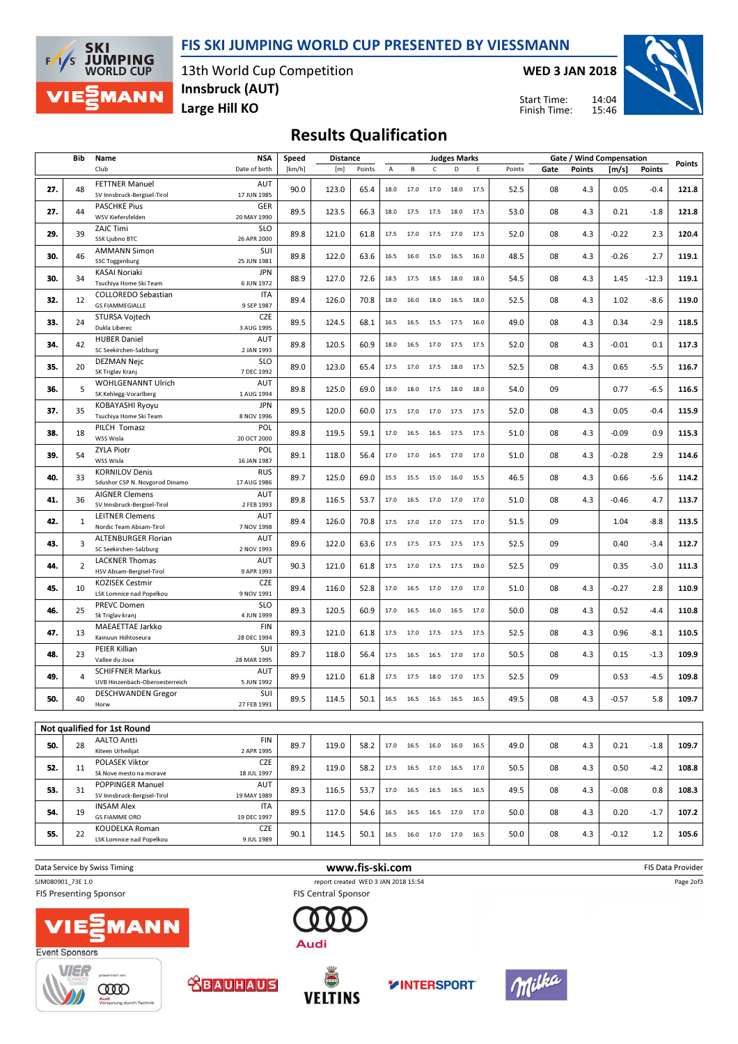# FIS SKI JUMPING WORLD CUP PRESENTED BY VIESSMANN

13th World Cup Competition
Innsbruck (AUT)
Large Hill KO

WED 3 JAN 2018

Start Time: 14:04
Finish Time: 15:46

## Results Qualification

| Rank | Bib | Name / Club | NSA / Date of birth | Speed [km/h] | Distance [m] | Distance Points | A | B | C | D | E | Judges Points | Gate | Gate Points | Wind [m/s] | Wind Points | Points |
|---|---|---|---|---|---|---|---|---|---|---|---|---|---|---|---|---|---|
| 27. | 48 | FETTNER Manuel / SV Innsbruck-Bergisel-Tirol | AUT / 17 JUN 1985 | 90.0 | 123.0 | 65.4 | 18.0 | 17.0 | 17.0 | 18.0 | 17.5 | 52.5 | 08 | 4.3 | 0.05 | -0.4 | 121.8 |
| 27. | 44 | PASCHKE Pius / WSV Kiefersfelden | GER / 20 MAY 1990 | 89.5 | 123.5 | 66.3 | 18.0 | 17.5 | 17.5 | 18.0 | 17.5 | 53.0 | 08 | 4.3 | 0.21 | -1.8 | 121.8 |
| 29. | 39 | ZAJC Timi / SSK Ljubno BTC | SLO / 26 APR 2000 | 89.8 | 121.0 | 61.8 | 17.5 | 17.0 | 17.5 | 17.0 | 17.5 | 52.0 | 08 | 4.3 | -0.22 | 2.3 | 120.4 |
| 30. | 46 | AMMANN Simon / SSC Toggenburg | SUI / 25 JUN 1981 | 89.8 | 122.0 | 63.6 | 16.5 | 16.0 | 15.0 | 16.5 | 16.0 | 48.5 | 08 | 4.3 | -0.26 | 2.7 | 119.1 |
| 30. | 34 | KASAI Noriaki / Tsuchiya Home Ski Team | JPN / 6 JUN 1972 | 88.9 | 127.0 | 72.6 | 18.5 | 17.5 | 18.5 | 18.0 | 18.0 | 54.5 | 08 | 4.3 | 1.45 | -12.3 | 119.1 |
| 32. | 12 | COLLOREDO Sebastian / GS FIAMMEGIALLE | ITA / 9 SEP 1987 | 89.4 | 126.0 | 70.8 | 18.0 | 16.0 | 18.0 | 16.5 | 18.0 | 52.5 | 08 | 4.3 | 1.02 | -8.6 | 119.0 |
| 33. | 24 | STURSA Vojtech / Dukla Liberec | CZE / 3 AUG 1995 | 89.5 | 124.5 | 68.1 | 16.5 | 16.5 | 15.5 | 17.5 | 16.0 | 49.0 | 08 | 4.3 | 0.34 | -2.9 | 118.5 |
| 34. | 42 | HUBER Daniel / SC Seekirchen-Salzburg | AUT / 2 JAN 1993 | 89.8 | 120.5 | 60.9 | 18.0 | 16.5 | 17.0 | 17.5 | 17.5 | 52.0 | 08 | 4.3 | -0.01 | 0.1 | 117.3 |
| 35. | 20 | DEZMAN Nejc / SK Triglav Kranj | SLO / 7 DEC 1992 | 89.0 | 123.0 | 65.4 | 17.5 | 17.0 | 17.5 | 18.0 | 17.5 | 52.5 | 08 | 4.3 | 0.65 | -5.5 | 116.7 |
| 36. | 5 | WOHLGENANNT Ulrich / SK Kehlegg-Vorarlberg | AUT / 1 AUG 1994 | 89.8 | 125.0 | 69.0 | 18.0 | 18.0 | 17.5 | 18.0 | 18.0 | 54.0 | 09 | | 0.77 | -6.5 | 116.5 |
| 37. | 35 | KOBAYASHI Ryoyu / Tsuchiya Home Ski Team | JPN / 8 NOV 1996 | 89.5 | 120.0 | 60.0 | 17.5 | 17.0 | 17.0 | 17.5 | 17.5 | 52.0 | 08 | 4.3 | 0.05 | -0.4 | 115.9 |
| 38. | 18 | PILCH Tomasz / WSS Wisla | POL / 20 OCT 2000 | 89.8 | 119.5 | 59.1 | 17.0 | 16.5 | 16.5 | 17.5 | 17.5 | 51.0 | 08 | 4.3 | -0.09 | 0.9 | 115.3 |
| 39. | 54 | ZYLA Piotr / WSS Wisla | POL / 16 JAN 1987 | 89.1 | 118.0 | 56.4 | 17.0 | 17.0 | 16.5 | 17.0 | 17.0 | 51.0 | 08 | 4.3 | -0.28 | 2.9 | 114.6 |
| 40. | 33 | KORNILOV Denis / Sdushor CSP N. Novgorod Dinamo | RUS / 17 AUG 1986 | 89.7 | 125.0 | 69.0 | 15.5 | 15.5 | 15.0 | 16.0 | 15.5 | 46.5 | 08 | 4.3 | 0.66 | -5.6 | 114.2 |
| 41. | 36 | AIGNER Clemens / SV Innsbruck-Bergisel-Tirol | AUT / 2 FEB 1993 | 89.8 | 116.5 | 53.7 | 17.0 | 16.5 | 17.0 | 17.0 | 17.0 | 51.0 | 08 | 4.3 | -0.46 | 4.7 | 113.7 |
| 42. | 1 | LEITNER Clemens / Nordic Team Absam-Tirol | AUT / 7 NOV 1998 | 89.4 | 126.0 | 70.8 | 17.5 | 17.0 | 17.0 | 17.5 | 17.0 | 51.5 | 09 | | 1.04 | -8.8 | 113.5 |
| 43. | 3 | ALTENBURGER Florian / SC Seekirchen-Salzburg | AUT / 2 NOV 1993 | 89.6 | 122.0 | 63.6 | 17.5 | 17.5 | 17.5 | 17.5 | 17.5 | 52.5 | 09 | | 0.40 | -3.4 | 112.7 |
| 44. | 2 | LACKNER Thomas / HSV Absam-Bergisel-Tirol | AUT / 9 APR 1993 | 90.3 | 121.0 | 61.8 | 17.5 | 17.0 | 17.5 | 17.5 | 19.0 | 52.5 | 09 | | 0.35 | -3.0 | 111.3 |
| 45. | 10 | KOZISEK Cestmir / LSK Lomnice nad Popelkou | CZE / 9 NOV 1991 | 89.4 | 116.0 | 52.8 | 17.0 | 16.5 | 17.0 | 17.0 | 17.0 | 51.0 | 08 | 4.3 | -0.27 | 2.8 | 110.9 |
| 46. | 25 | PREVC Domen / Sk Triglav kranj | SLO / 4 JUN 1999 | 89.3 | 120.5 | 60.9 | 17.0 | 16.5 | 16.0 | 16.5 | 17.0 | 50.0 | 08 | 4.3 | 0.52 | -4.4 | 110.8 |
| 47. | 13 | MAEAETTAE Jarkko / Kainuun Hiihtoseura | FIN / 28 DEC 1994 | 89.3 | 121.0 | 61.8 | 17.5 | 17.0 | 17.5 | 17.5 | 17.5 | 52.5 | 08 | 4.3 | 0.96 | -8.1 | 110.5 |
| 48. | 23 | PEIER Killian / Vallee du Joux | SUI / 28 MAR 1995 | 89.7 | 118.0 | 56.4 | 17.5 | 16.5 | 16.5 | 17.0 | 17.0 | 50.5 | 08 | 4.3 | 0.15 | -1.3 | 109.9 |
| 49. | 4 | SCHIFFNER Markus / UVB Hinzenbach-Oberoesterreich | AUT / 5 JUN 1992 | 89.9 | 121.0 | 61.8 | 17.5 | 17.5 | 18.0 | 17.0 | 17.5 | 52.5 | 09 | | 0.53 | -4.5 | 109.8 |
| 50. | 40 | DESCHWANDEN Gregor / Horw | SUI / 27 FEB 1991 | 89.5 | 114.5 | 50.1 | 16.5 | 16.5 | 16.5 | 16.5 | 16.5 | 49.5 | 08 | 4.3 | -0.57 | 5.8 | 109.7 |

### Not qualified for 1st Round

| Rank | Bib | Name / Club | NSA / Date of birth | Speed [km/h] | Distance [m] | Distance Points | A | B | C | D | E | Judges Points | Gate | Gate Points | Wind [m/s] | Wind Points | Points |
|---|---|---|---|---|---|---|---|---|---|---|---|---|---|---|---|---|---|
| 50. | 28 | AALTO Antti / Kiteen Urheilijat | FIN / 2 APR 1995 | 89.7 | 119.0 | 58.2 | 17.0 | 16.5 | 16.0 | 16.0 | 16.5 | 49.0 | 08 | 4.3 | 0.21 | -1.8 | 109.7 |
| 52. | 11 | POLASEK Viktor / Sk Nove mesto na morave | CZE / 18 JUL 1997 | 89.2 | 119.0 | 58.2 | 17.5 | 16.5 | 17.0 | 16.5 | 17.0 | 50.5 | 08 | 4.3 | 0.50 | -4.2 | 108.8 |
| 53. | 31 | POPPINGER Manuel / SV Innsbruck-Bergisel-Tirol | AUT / 19 MAY 1989 | 89.3 | 116.5 | 53.7 | 17.0 | 16.5 | 16.5 | 16.5 | 16.5 | 49.5 | 08 | 4.3 | -0.08 | 0.8 | 108.3 |
| 54. | 19 | INSAM Alex / GS FIAMME ORO | ITA / 19 DEC 1997 | 89.5 | 117.0 | 54.6 | 16.5 | 16.5 | 16.5 | 17.0 | 17.0 | 50.0 | 08 | 4.3 | 0.20 | -1.7 | 107.2 |
| 55. | 22 | KOUDELKA Roman / LSK Lomnice nad Popelkou | CZE / 9 JUL 1989 | 90.1 | 114.5 | 50.1 | 16.5 | 16.0 | 17.0 | 17.0 | 16.5 | 50.0 | 08 | 4.3 | -0.12 | 1.2 | 105.6 |

Data Service by Swiss Timing — www.fis-ski.com — FIS Data Provider

SJM080901_73E 1.0 — report created WED 3 JAN 2018 15:54

FIS Presenting Sponsor: VIESSMANN — FIS Central Sponsor: Audi

Event Sponsors: Vierschanzentournee präsentiert von Audi, BAUHAUS, VELTINS, INTERSPORT, Milka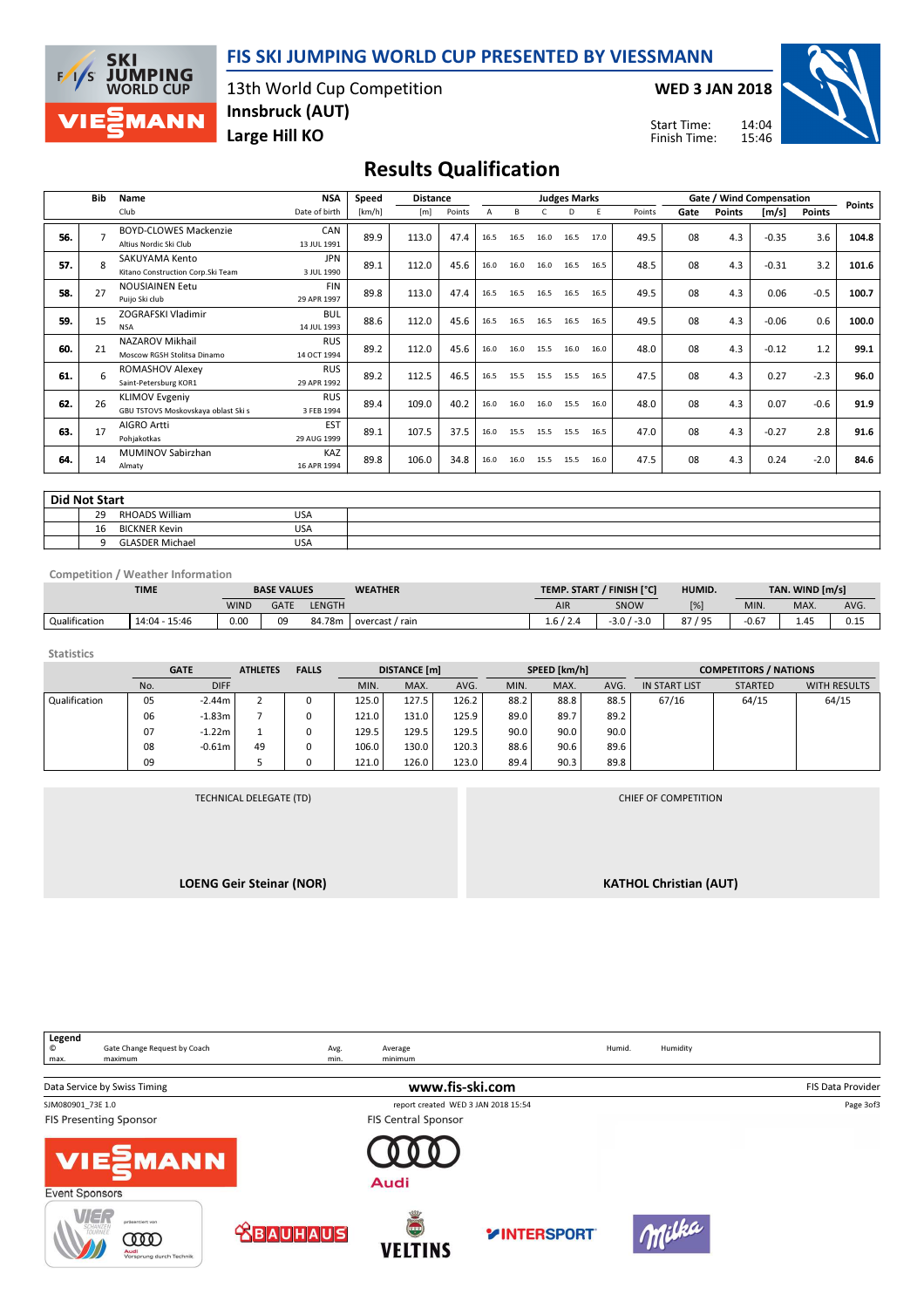# FIS SKI JUMPING WORLD CUP PRESENTED BY VIESSMANN

13th World Cup Competition
**Innsbruck (AUT)**
**Large Hill KO**

**WED 3 JAN 2018**

Start Time: 14:04
Finish Time: 15:46

## Results Qualification

| | Bib | Name / Club | NSA / Date of birth | Speed [km/h] | Distance [m] | Distance Points | A | B | C | D | E | Judges Points | Gate | Gate Points | Wind [m/s] | Wind Points | Points |
|---|---|---|---|---|---|---|---|---|---|---|---|---|---|---|---|---|---|
| **56.** | 7 | BOYD-CLOWES Mackenzie<br>Altius Nordic Ski Club | CAN<br>13 JUL 1991 | 89.9 | 113.0 | 47.4 | 16.5 | 16.5 | 16.0 | 16.5 | 17.0 | 49.5 | 08 | 4.3 | -0.35 | 3.6 | **104.8** |
| **57.** | 8 | SAKUYAMA Kento<br>Kitano Construction Corp.Ski Team | JPN<br>3 JUL 1990 | 89.1 | 112.0 | 45.6 | 16.0 | 16.0 | 16.0 | 16.5 | 16.5 | 48.5 | 08 | 4.3 | -0.31 | 3.2 | **101.6** |
| **58.** | 27 | NOUSIAINEN Eetu<br>Puijo Ski club | FIN<br>29 APR 1997 | 89.8 | 113.0 | 47.4 | 16.5 | 16.5 | 16.5 | 16.5 | 16.5 | 49.5 | 08 | 4.3 | 0.06 | -0.5 | **100.7** |
| **59.** | 15 | ZOGRAFSKI Vladimir<br>NSA | BUL<br>14 JUL 1993 | 88.6 | 112.0 | 45.6 | 16.5 | 16.5 | 16.5 | 16.5 | 16.5 | 49.5 | 08 | 4.3 | -0.06 | 0.6 | **100.0** |
| **60.** | 21 | NAZAROV Mikhail<br>Moscow RGSH Stolitsa Dinamo | RUS<br>14 OCT 1994 | 89.2 | 112.0 | 45.6 | 16.0 | 16.0 | 15.5 | 16.0 | 16.0 | 48.0 | 08 | 4.3 | -0.12 | 1.2 | **99.1** |
| **61.** | 6 | ROMASHOV Alexey<br>Saint-Petersburg KOR1 | RUS<br>29 APR 1992 | 89.2 | 112.5 | 46.5 | 16.5 | 15.5 | 15.5 | 15.5 | 16.5 | 47.5 | 08 | 4.3 | 0.27 | -2.3 | **96.0** |
| **62.** | 26 | KLIMOV Evgeniy<br>GBU TSTOVS Moskovskaya oblast Ski s | RUS<br>3 FEB 1994 | 89.4 | 109.0 | 40.2 | 16.0 | 16.0 | 16.0 | 15.5 | 16.0 | 48.0 | 08 | 4.3 | 0.07 | -0.6 | **91.9** |
| **63.** | 17 | AIGRO Artti<br>Pohjakotkas | EST<br>29 AUG 1999 | 89.1 | 107.5 | 37.5 | 16.0 | 15.5 | 15.5 | 15.5 | 16.5 | 47.0 | 08 | 4.3 | -0.27 | 2.8 | **91.6** |
| **64.** | 14 | MUMINOV Sabirzhan<br>Almaty | KAZ<br>16 APR 1994 | 89.8 | 106.0 | 34.8 | 16.0 | 16.0 | 15.5 | 15.5 | 16.0 | 47.5 | 08 | 4.3 | 0.24 | -2.0 | **84.6** |

### Did Not Start

| | Bib | Name | NSA |
|---|---|---|---|
| | 29 | RHOADS William | USA |
| | 16 | BICKNER Kevin | USA |
| | 9 | GLASDER Michael | USA |

### Competition / Weather Information

| TIME | | BASE VALUES | | | WEATHER | TEMP. START / FINISH [°C] | | HUMID. | TAN. WIND [m/s] | | |
|---|---|---|---|---|---|---|---|---|---|---|---|
| | | WIND | GATE | LENGTH | | AIR | SNOW | [%] | MIN. | MAX. | AVG. |
| Qualification | 14:04 - 15:46 | 0.00 | 09 | 84.78m | overcast / rain | 1.6 / 2.4 | -3.0 / -3.0 | 87 / 95 | -0.67 | 1.45 | 0.15 |

### Statistics

| | GATE | | ATHLETES | FALLS | DISTANCE [m] | | | SPEED [km/h] | | | COMPETITORS / NATIONS | | |
|---|---|---|---|---|---|---|---|---|---|---|---|---|---|
| | No. | DIFF | | | MIN. | MAX. | AVG. | MIN. | MAX. | AVG. | IN START LIST | STARTED | WITH RESULTS |
| Qualification | 05 | -2.44m | 2 | 0 | 125.0 | 127.5 | 126.2 | 88.2 | 88.8 | 88.5 | 67/16 | 64/15 | 64/15 |
| | 06 | -1.83m | 7 | 0 | 121.0 | 131.0 | 125.9 | 89.0 | 89.7 | 89.2 | | | |
| | 07 | -1.22m | 1 | 0 | 129.5 | 129.5 | 129.5 | 90.0 | 90.0 | 90.0 | | | |
| | 08 | -0.61m | 49 | 0 | 106.0 | 130.0 | 120.3 | 88.6 | 90.6 | 89.6 | | | |
| | 09 | | 5 | 0 | 121.0 | 126.0 | 123.0 | 89.4 | 90.3 | 89.8 | | | |

TECHNICAL DELEGATE (TD)
**LOENG Geir Steinar (NOR)**

CHIEF OF COMPETITION
**KATHOL Christian (AUT)**

**Legend**

| | | | | | |
|---|---|---|---|---|---|
| © | Gate Change Request by Coach | Avg. | Average | Humid. | Humidity |
| max. | maximum | min. | minimum | | |

Data Service by Swiss Timing — www.fis-ski.com — FIS Data Provider

SJM080901_73E 1.0 — report created WED 3 JAN 2018 15:54

FIS Presenting Sponsor: VIESSMANN
FIS Central Sponsor: Audi
Event Sponsors: Vierschanzentournee, BAUHAUS, VELTINS, INTERSPORT, Milka